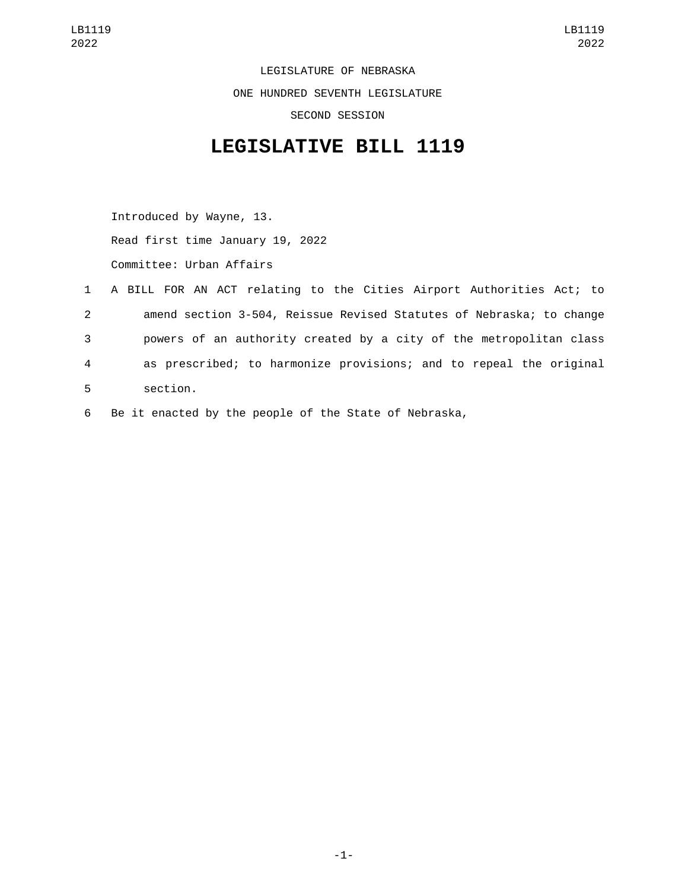LEGISLATURE OF NEBRASKA

ONE HUNDRED SEVENTH LEGISLATURE

SECOND SESSION

# LEGISLATIVE BILL 1119

Introduced by Wayne, 13.

Read first time January 19, 2022

Committee: Urban Affairs

1 A BILL FOR AN ACT relating to the Cities Airport Authorities Act; to
2 amend section 3-504, Reissue Revised Statutes of Nebraska; to change
3 powers of an authority created by a city of the metropolitan class
4 as prescribed; to harmonize provisions; and to repeal the original
5 section.

6 Be it enacted by the people of the State of Nebraska,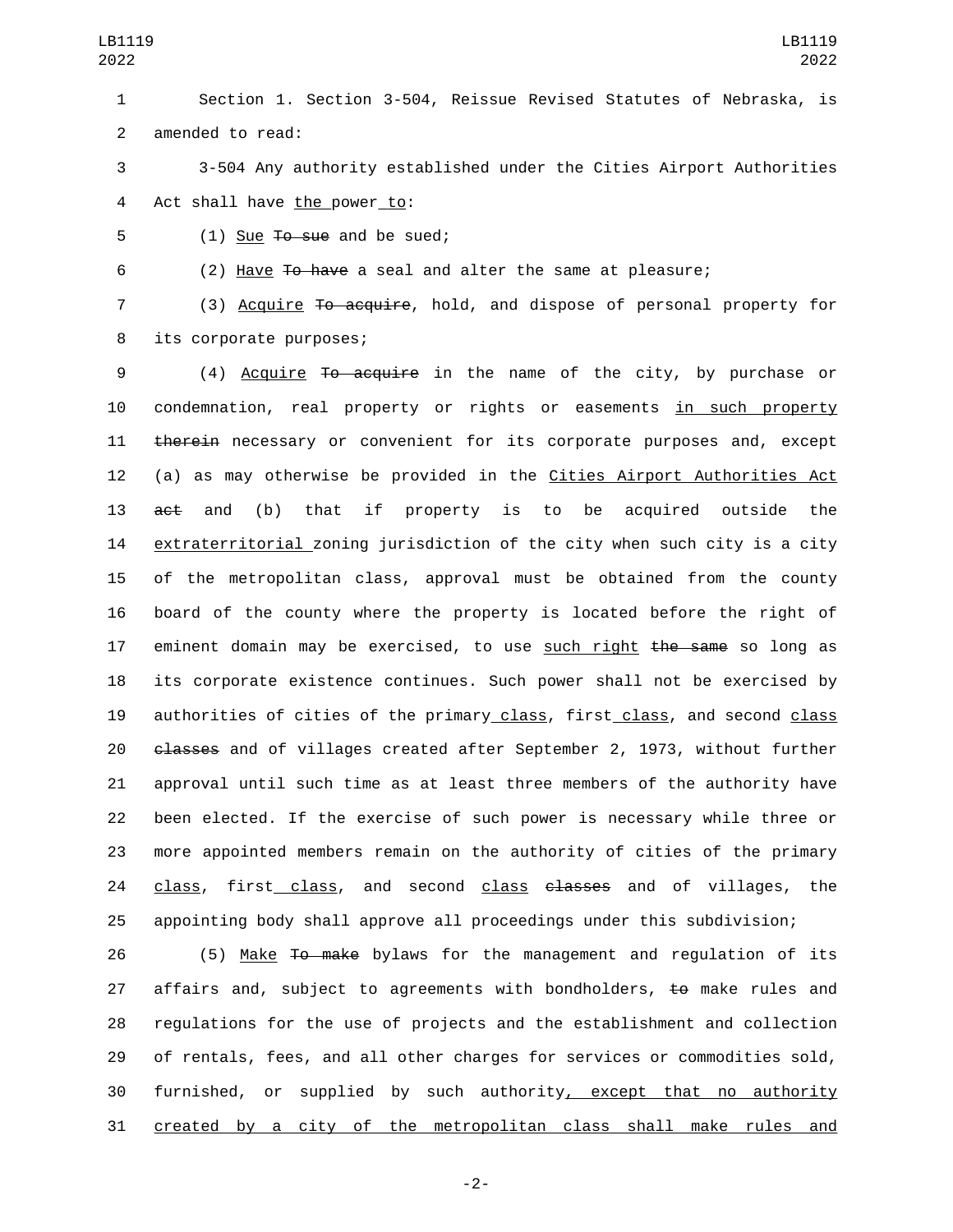Section 1. Section 3-504, Reissue Revised Statutes of Nebraska, is amended to read:

3-504 Any authority established under the Cities Airport Authorities Act shall have the power to:

(1) Sue To sue and be sued;

(2) Have To have a seal and alter the same at pleasure;

(3) Acquire To acquire, hold, and dispose of personal property for its corporate purposes;

(4) Acquire To acquire in the name of the city, by purchase or condemnation, real property or rights or easements in such property therein necessary or convenient for its corporate purposes and, except (a) as may otherwise be provided in the Cities Airport Authorities Act act and (b) that if property is to be acquired outside the extraterritorial zoning jurisdiction of the city when such city is a city of the metropolitan class, approval must be obtained from the county board of the county where the property is located before the right of eminent domain may be exercised, to use such right the same so long as its corporate existence continues. Such power shall not be exercised by authorities of cities of the primary class, first class, and second class classes and of villages created after September 2, 1973, without further approval until such time as at least three members of the authority have been elected. If the exercise of such power is necessary while three or more appointed members remain on the authority of cities of the primary class, first class, and second class classes and of villages, the appointing body shall approve all proceedings under this subdivision;

(5) Make To make bylaws for the management and regulation of its affairs and, subject to agreements with bondholders, to make rules and regulations for the use of projects and the establishment and collection of rentals, fees, and all other charges for services or commodities sold, furnished, or supplied by such authority, except that no authority created by a city of the metropolitan class shall make rules and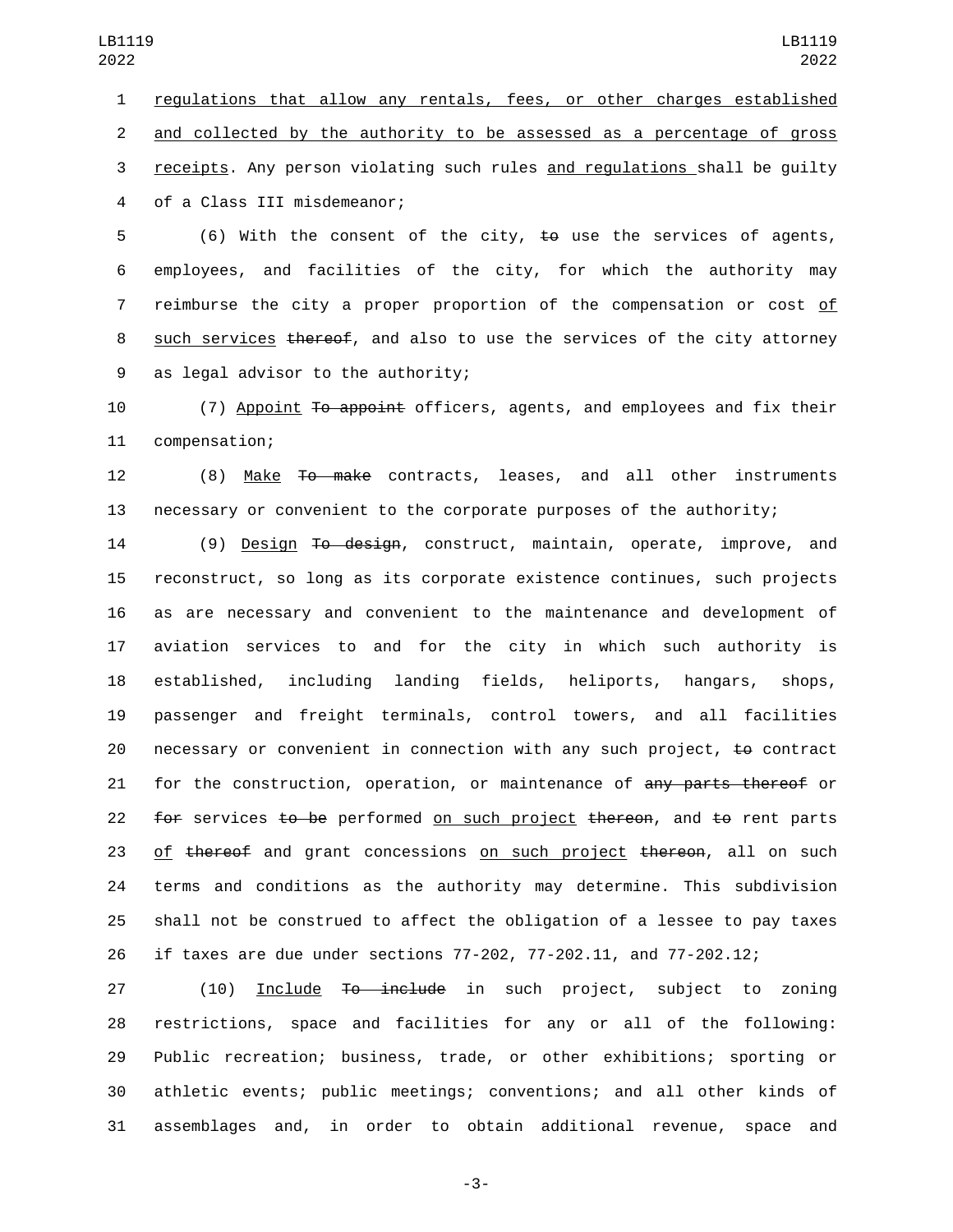regulations that allow any rentals, fees, or other charges established and collected by the authority to be assessed as a percentage of gross receipts. Any person violating such rules and regulations shall be guilty of a Class III misdemeanor;

(6) With the consent of the city, ~~to~~ use the services of agents, employees, and facilities of the city, for which the authority may reimburse the city a proper proportion of the compensation or cost of such services ~~thereof~~, and also to use the services of the city attorney as legal advisor to the authority;

(7) Appoint ~~To appoint~~ officers, agents, and employees and fix their compensation;

(8) Make ~~To make~~ contracts, leases, and all other instruments necessary or convenient to the corporate purposes of the authority;

(9) Design ~~To design~~, construct, maintain, operate, improve, and reconstruct, so long as its corporate existence continues, such projects as are necessary and convenient to the maintenance and development of aviation services to and for the city in which such authority is established, including landing fields, heliports, hangars, shops, passenger and freight terminals, control towers, and all facilities necessary or convenient in connection with any such project, ~~to~~ contract for the construction, operation, or maintenance of ~~any parts thereof~~ or ~~for~~ services ~~to be~~ performed on such project ~~thereon~~, and ~~to~~ rent parts of ~~thereof~~ and grant concessions on such project ~~thereon~~, all on such terms and conditions as the authority may determine. This subdivision shall not be construed to affect the obligation of a lessee to pay taxes if taxes are due under sections 77-202, 77-202.11, and 77-202.12;

(10) Include ~~To include~~ in such project, subject to zoning restrictions, space and facilities for any or all of the following: Public recreation; business, trade, or other exhibitions; sporting or athletic events; public meetings; conventions; and all other kinds of assemblages and, in order to obtain additional revenue, space and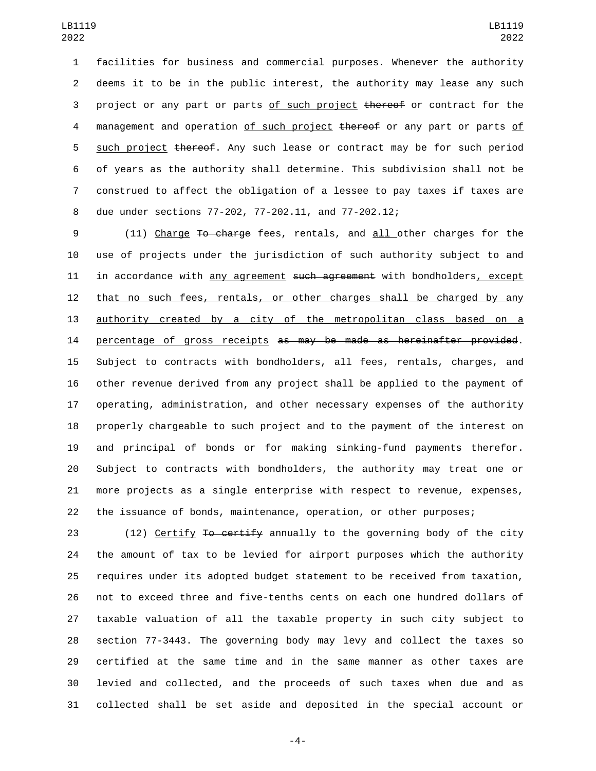facilities for business and commercial purposes. Whenever the authority deems it to be in the public interest, the authority may lease any such project or any part or parts <u>of such project</u> ~~thereof~~ or contract for the management and operation <u>of such project</u> ~~thereof~~ or any part or parts <u>of such project</u> ~~thereof~~. Any such lease or contract may be for such period of years as the authority shall determine. This subdivision shall not be construed to affect the obligation of a lessee to pay taxes if taxes are due under sections 77-202, 77-202.11, and 77-202.12;

(11) <u>Charge</u> ~~To charge~~ fees, rentals, and <u>all</u> other charges for the use of projects under the jurisdiction of such authority subject to and in accordance with <u>any agreement</u> ~~such agreement~~ with bondholders<u>, except that no such fees, rentals, or other charges shall be charged by any authority created by a city of the metropolitan class based on a percentage of gross receipts</u> ~~as may be made as hereinafter provided~~. Subject to contracts with bondholders, all fees, rentals, charges, and other revenue derived from any project shall be applied to the payment of operating, administration, and other necessary expenses of the authority properly chargeable to such project and to the payment of the interest on and principal of bonds or for making sinking-fund payments therefor. Subject to contracts with bondholders, the authority may treat one or more projects as a single enterprise with respect to revenue, expenses, the issuance of bonds, maintenance, operation, or other purposes;

(12) <u>Certify</u> ~~To certify~~ annually to the governing body of the city the amount of tax to be levied for airport purposes which the authority requires under its adopted budget statement to be received from taxation, not to exceed three and five-tenths cents on each one hundred dollars of taxable valuation of all the taxable property in such city subject to section 77-3443. The governing body may levy and collect the taxes so certified at the same time and in the same manner as other taxes are levied and collected, and the proceeds of such taxes when due and as collected shall be set aside and deposited in the special account or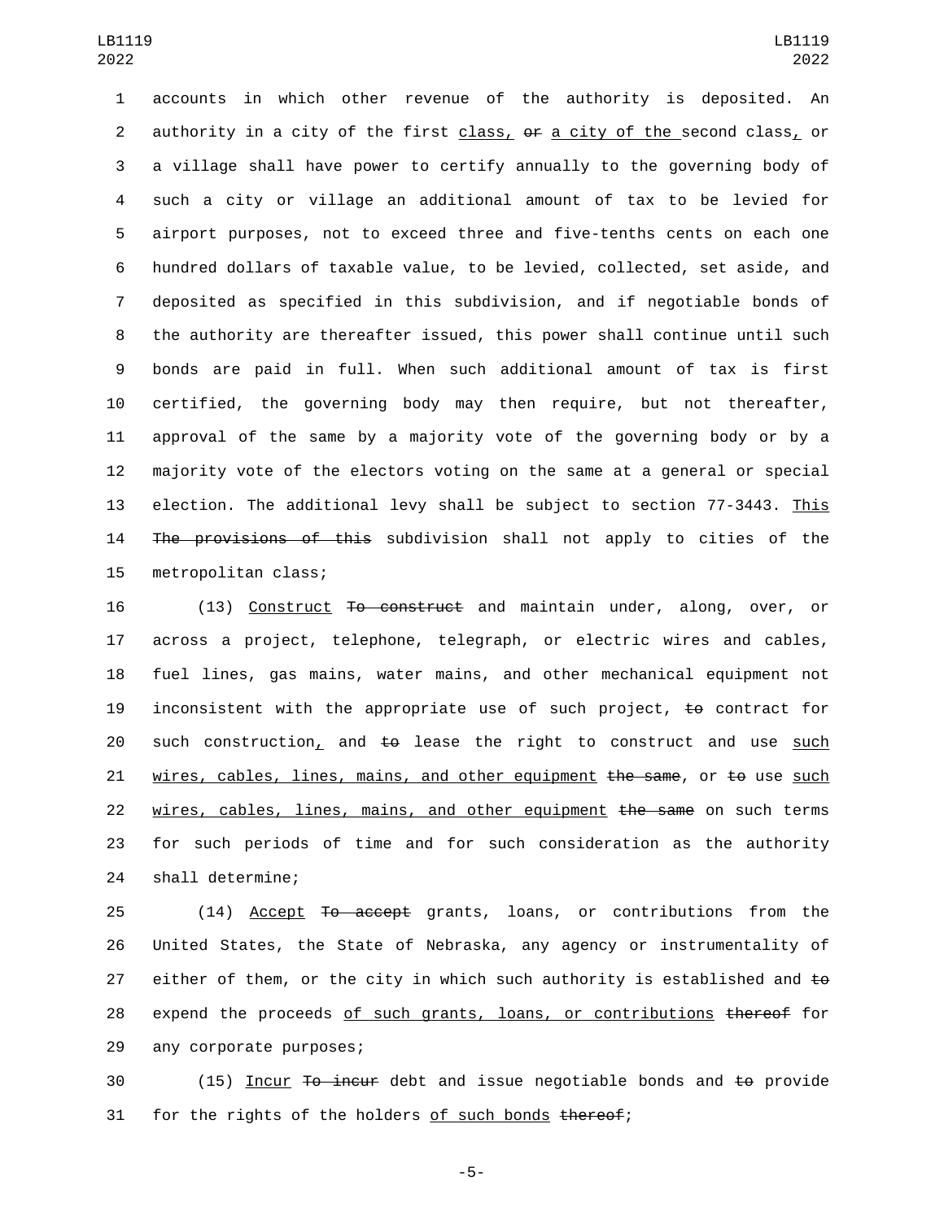accounts in which other revenue of the authority is deposited. An authority in a city of the first <u>class,</u> ~~or~~ <u>a city of the</u> second class<u>,</u> or a village shall have power to certify annually to the governing body of such a city or village an additional amount of tax to be levied for airport purposes, not to exceed three and five-tenths cents on each one hundred dollars of taxable value, to be levied, collected, set aside, and deposited as specified in this subdivision, and if negotiable bonds of the authority are thereafter issued, this power shall continue until such bonds are paid in full. When such additional amount of tax is first certified, the governing body may then require, but not thereafter, approval of the same by a majority vote of the governing body or by a majority vote of the electors voting on the same at a general or special election. The additional levy shall be subject to section 77-3443. <u>This</u> ~~The provisions of this~~ subdivision shall not apply to cities of the metropolitan class;

(13) <u>Construct</u> ~~To construct~~ and maintain under, along, over, or across a project, telephone, telegraph, or electric wires and cables, fuel lines, gas mains, water mains, and other mechanical equipment not inconsistent with the appropriate use of such project, ~~to~~ contract for such construction<u>,</u> and ~~to~~ lease the right to construct and use <u>such wires, cables, lines, mains, and other equipment</u> ~~the same~~, or ~~to~~ use <u>such wires, cables, lines, mains, and other equipment</u> ~~the same~~ on such terms for such periods of time and for such consideration as the authority shall determine;

(14) <u>Accept</u> ~~To accept~~ grants, loans, or contributions from the United States, the State of Nebraska, any agency or instrumentality of either of them, or the city in which such authority is established and ~~to~~ expend the proceeds <u>of such grants, loans, or contributions</u> ~~thereof~~ for any corporate purposes;

(15) <u>Incur</u> ~~To incur~~ debt and issue negotiable bonds and ~~to~~ provide for the rights of the holders <u>of such bonds</u> ~~thereof~~;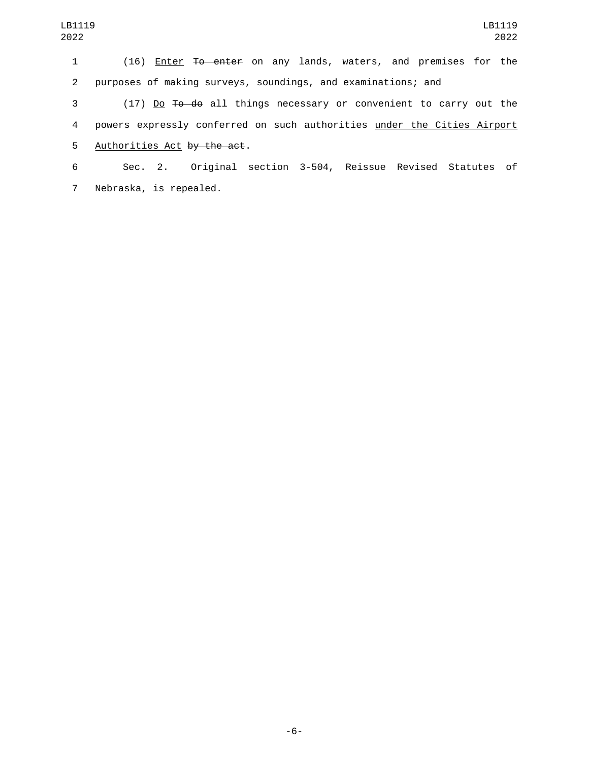(16) Enter ~~To enter~~ on any lands, waters, and premises for the purposes of making surveys, soundings, and examinations; and

(17) Do ~~To do~~ all things necessary or convenient to carry out the powers expressly conferred on such authorities under the Cities Airport Authorities Act ~~by the act~~.

Sec. 2. Original section 3-504, Reissue Revised Statutes of Nebraska, is repealed.